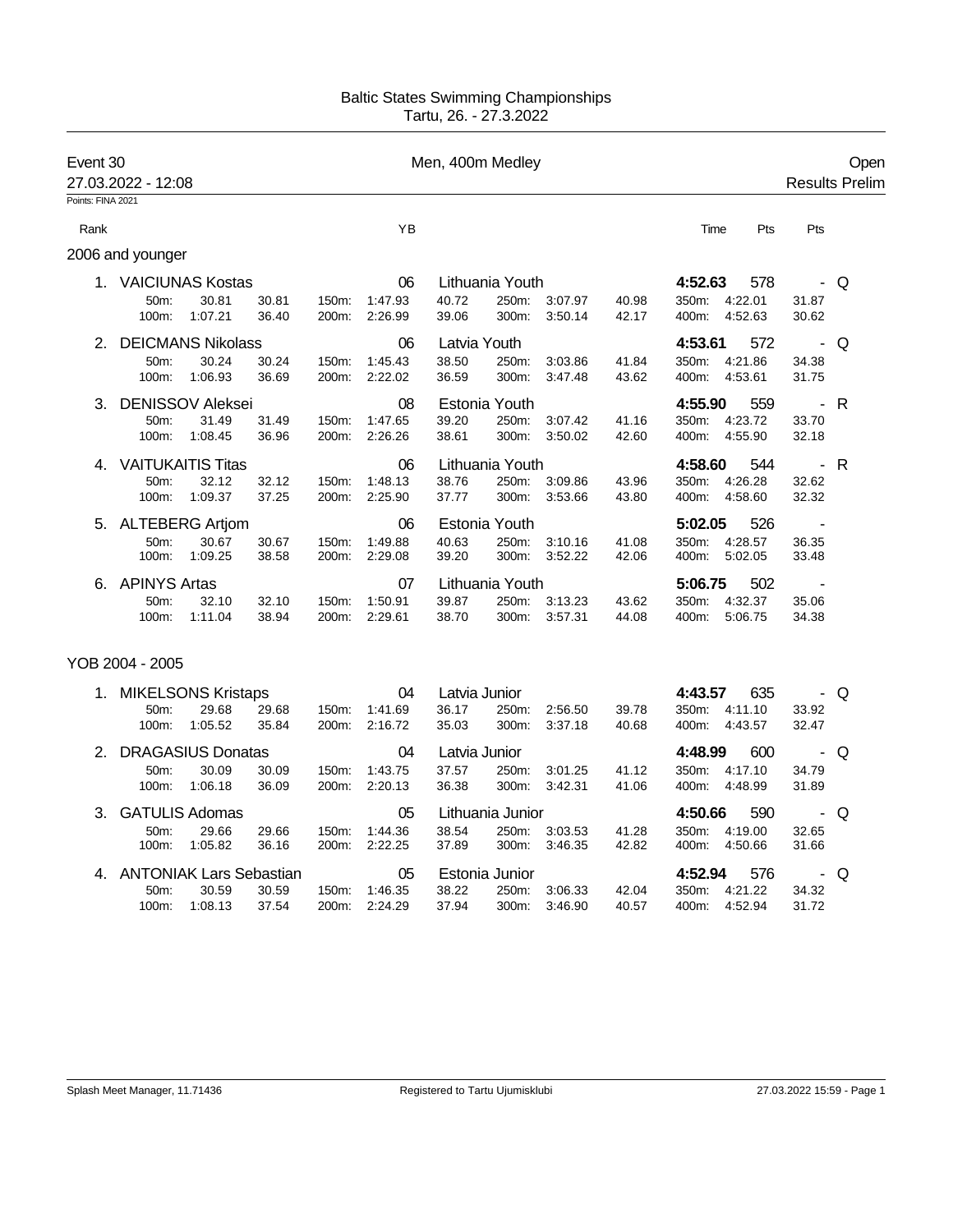Baltic States Swimming Championships
Tartu, 26. - 27.3.2022

**Event 30** — Men, 400m Medley — Open

27.03.2022 - 12:08 — Results Prelim

Points: FINA 2021

## 2006 and younger

| Rank | Name | YB | Club | Time | Pts | Pts | |
|---|---|---|---|---|---|---|---|
| 1. | VAICIUNAS Kostas | 06 | Lithuania Youth | **4:52.63** | 578 | - | Q |
| | 50m: 30.81 30.81 / 100m: 1:07.21 36.40 | 150m: 1:47.93 40.72 / 200m: 2:26.99 39.06 | 250m: 3:07.97 40.98 / 300m: 3:50.14 42.17 | 350m: 4:22.01 31.87 / 400m: 4:52.63 30.62 | | | |
| 2. | DEICMANS Nikolass | 06 | Latvia Youth | **4:53.61** | 572 | - | Q |
| | 50m: 30.24 30.24 / 100m: 1:06.93 36.69 | 150m: 1:45.43 38.50 / 200m: 2:22.02 36.59 | 250m: 3:03.86 41.84 / 300m: 3:47.48 43.62 | 350m: 4:21.86 34.38 / 400m: 4:53.61 31.75 | | | |
| 3. | DENISSOV Aleksei | 08 | Estonia Youth | **4:55.90** | 559 | - | R |
| | 50m: 31.49 31.49 / 100m: 1:08.45 36.96 | 150m: 1:47.65 39.20 / 200m: 2:26.26 38.61 | 250m: 3:07.42 41.16 / 300m: 3:50.02 42.60 | 350m: 4:23.72 33.70 / 400m: 4:55.90 32.18 | | | |
| 4. | VAITUKAITIS Titas | 06 | Lithuania Youth | **4:58.60** | 544 | - | R |
| | 50m: 32.12 32.12 / 100m: 1:09.37 37.25 | 150m: 1:48.13 38.76 / 200m: 2:25.90 37.77 | 250m: 3:09.86 43.96 / 300m: 3:53.66 43.80 | 350m: 4:26.28 32.62 / 400m: 4:58.60 32.32 | | | |
| 5. | ALTEBERG Artjom | 06 | Estonia Youth | **5:02.05** | 526 | - | |
| | 50m: 30.67 30.67 / 100m: 1:09.25 38.58 | 150m: 1:49.88 40.63 / 200m: 2:29.08 39.20 | 250m: 3:10.16 41.08 / 300m: 3:52.22 42.06 | 350m: 4:28.57 36.35 / 400m: 5:02.05 33.48 | | | |
| 6. | APINYS Artas | 07 | Lithuania Youth | **5:06.75** | 502 | - | |
| | 50m: 32.10 32.10 / 100m: 1:11.04 38.94 | 150m: 1:50.91 39.87 / 200m: 2:29.61 38.70 | 250m: 3:13.23 43.62 / 300m: 3:57.31 44.08 | 350m: 4:32.37 35.06 / 400m: 5:06.75 34.38 | | | |

## YOB 2004 - 2005

| Rank | Name | YB | Club | Time | Pts | Pts | |
|---|---|---|---|---|---|---|---|
| 1. | MIKELSONS Kristaps | 04 | Latvia Junior | **4:43.57** | 635 | - | Q |
| | 50m: 29.68 29.68 / 100m: 1:05.52 35.84 | 150m: 1:41.69 36.17 / 200m: 2:16.72 35.03 | 250m: 2:56.50 39.78 / 300m: 3:37.18 40.68 | 350m: 4:11.10 33.92 / 400m: 4:43.57 32.47 | | | |
| 2. | DRAGASIUS Donatas | 04 | Latvia Junior | **4:48.99** | 600 | - | Q |
| | 50m: 30.09 30.09 / 100m: 1:06.18 36.09 | 150m: 1:43.75 37.57 / 200m: 2:20.13 36.38 | 250m: 3:01.25 41.12 / 300m: 3:42.31 41.06 | 350m: 4:17.10 34.79 / 400m: 4:48.99 31.89 | | | |
| 3. | GATULIS Adomas | 05 | Lithuania Junior | **4:50.66** | 590 | - | Q |
| | 50m: 29.66 29.66 / 100m: 1:05.82 36.16 | 150m: 1:44.36 38.54 / 200m: 2:22.25 37.89 | 250m: 3:03.53 41.28 / 300m: 3:46.35 42.82 | 350m: 4:19.00 32.65 / 400m: 4:50.66 31.66 | | | |
| 4. | ANTONIAK Lars Sebastian | 05 | Estonia Junior | **4:52.94** | 576 | - | Q |
| | 50m: 30.59 30.59 / 100m: 1:08.13 37.54 | 150m: 1:46.35 38.22 / 200m: 2:24.29 37.94 | 250m: 3:06.33 42.04 / 300m: 3:46.90 40.57 | 350m: 4:21.22 34.32 / 400m: 4:52.94 31.72 | | | |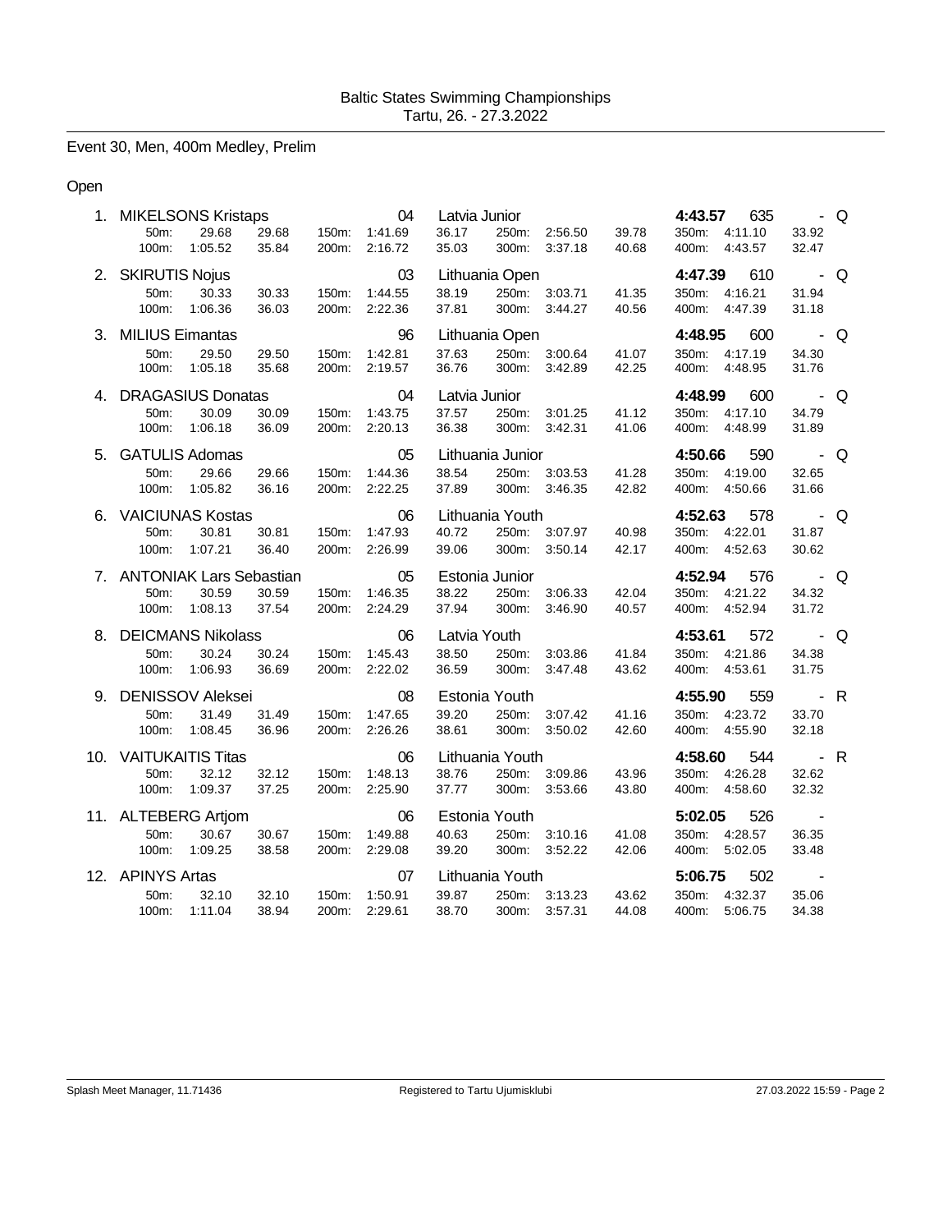Baltic States Swimming Championships
Tartu, 26. - 27.3.2022

## Event 30, Men, 400m Medley, Prelim

### Open

| Place | Name | YB | Team | Time | Points | | |
|---|---|---|---|---|---|---|---|
| 1. | MIKELSONS Kristaps | 04 | Latvia Junior | 4:43.57 | 635 | - | Q |
| | 50m: 29.68 29.68 | 150m: 1:41.69 36.17 | 250m: 2:56.50 39.78 | 350m: 4:11.10 33.92 | | | |
| | 100m: 1:05.52 35.84 | 200m: 2:16.72 35.03 | 300m: 3:37.18 40.68 | 400m: 4:43.57 32.47 | | | |
| 2. | SKIRUTIS Nojus | 03 | Lithuania Open | 4:47.39 | 610 | - | Q |
| | 50m: 30.33 30.33 | 150m: 1:44.55 38.19 | 250m: 3:03.71 41.35 | 350m: 4:16.21 31.94 | | | |
| | 100m: 1:06.36 36.03 | 200m: 2:22.36 37.81 | 300m: 3:44.27 40.56 | 400m: 4:47.39 31.18 | | | |
| 3. | MILIUS Eimantas | 96 | Lithuania Open | 4:48.95 | 600 | - | Q |
| | 50m: 29.50 29.50 | 150m: 1:42.81 37.63 | 250m: 3:00.64 41.07 | 350m: 4:17.19 34.30 | | | |
| | 100m: 1:05.18 35.68 | 200m: 2:19.57 36.76 | 300m: 3:42.89 42.25 | 400m: 4:48.95 31.76 | | | |
| 4. | DRAGASIUS Donatas | 04 | Latvia Junior | 4:48.99 | 600 | - | Q |
| | 50m: 30.09 30.09 | 150m: 1:43.75 37.57 | 250m: 3:01.25 41.12 | 350m: 4:17.10 34.79 | | | |
| | 100m: 1:06.18 36.09 | 200m: 2:20.13 36.38 | 300m: 3:42.31 41.06 | 400m: 4:48.99 31.89 | | | |
| 5. | GATULIS Adomas | 05 | Lithuania Junior | 4:50.66 | 590 | - | Q |
| | 50m: 29.66 29.66 | 150m: 1:44.36 38.54 | 250m: 3:03.53 41.28 | 350m: 4:19.00 32.65 | | | |
| | 100m: 1:05.82 36.16 | 200m: 2:22.25 37.89 | 300m: 3:46.35 42.82 | 400m: 4:50.66 31.66 | | | |
| 6. | VAICIUNAS Kostas | 06 | Lithuania Youth | 4:52.63 | 578 | - | Q |
| | 50m: 30.81 30.81 | 150m: 1:47.93 40.72 | 250m: 3:07.97 40.98 | 350m: 4:22.01 31.87 | | | |
| | 100m: 1:07.21 36.40 | 200m: 2:26.99 39.06 | 300m: 3:50.14 42.17 | 400m: 4:52.63 30.62 | | | |
| 7. | ANTONIAK Lars Sebastian | 05 | Estonia Junior | 4:52.94 | 576 | - | Q |
| | 50m: 30.59 30.59 | 150m: 1:46.35 38.22 | 250m: 3:06.33 42.04 | 350m: 4:21.22 34.32 | | | |
| | 100m: 1:08.13 37.54 | 200m: 2:24.29 37.94 | 300m: 3:46.90 40.57 | 400m: 4:52.94 31.72 | | | |
| 8. | DEICMANS Nikolass | 06 | Latvia Youth | 4:53.61 | 572 | - | Q |
| | 50m: 30.24 30.24 | 150m: 1:45.43 38.50 | 250m: 3:03.86 41.84 | 350m: 4:21.86 34.38 | | | |
| | 100m: 1:06.93 36.69 | 200m: 2:22.02 36.59 | 300m: 3:47.48 43.62 | 400m: 4:53.61 31.75 | | | |
| 9. | DENISSOV Aleksei | 08 | Estonia Youth | 4:55.90 | 559 | - | R |
| | 50m: 31.49 31.49 | 150m: 1:47.65 39.20 | 250m: 3:07.42 41.16 | 350m: 4:23.72 33.70 | | | |
| | 100m: 1:08.45 36.96 | 200m: 2:26.26 38.61 | 300m: 3:50.02 42.60 | 400m: 4:55.90 32.18 | | | |
| 10. | VAITUKAITIS Titas | 06 | Lithuania Youth | 4:58.60 | 544 | - | R |
| | 50m: 32.12 32.12 | 150m: 1:48.13 38.76 | 250m: 3:09.86 43.96 | 350m: 4:26.28 32.62 | | | |
| | 100m: 1:09.37 37.25 | 200m: 2:25.90 37.77 | 300m: 3:53.66 43.80 | 400m: 4:58.60 32.32 | | | |
| 11. | ALTEBERG Artjom | 06 | Estonia Youth | 5:02.05 | 526 | - | |
| | 50m: 30.67 30.67 | 150m: 1:49.88 40.63 | 250m: 3:10.16 41.08 | 350m: 4:28.57 36.35 | | | |
| | 100m: 1:09.25 38.58 | 200m: 2:29.08 39.20 | 300m: 3:52.22 42.06 | 400m: 5:02.05 33.48 | | | |
| 12. | APINYS Artas | 07 | Lithuania Youth | 5:06.75 | 502 | - | |
| | 50m: 32.10 32.10 | 150m: 1:50.91 39.87 | 250m: 3:13.23 43.62 | 350m: 4:32.37 35.06 | | | |
| | 100m: 1:11.04 38.94 | 200m: 2:29.61 38.70 | 300m: 3:57.31 44.08 | 400m: 5:06.75 34.38 | | | |

Splash Meet Manager, 11.71436 Registered to Tartu Ujumisklubi 27.03.2022 15:59